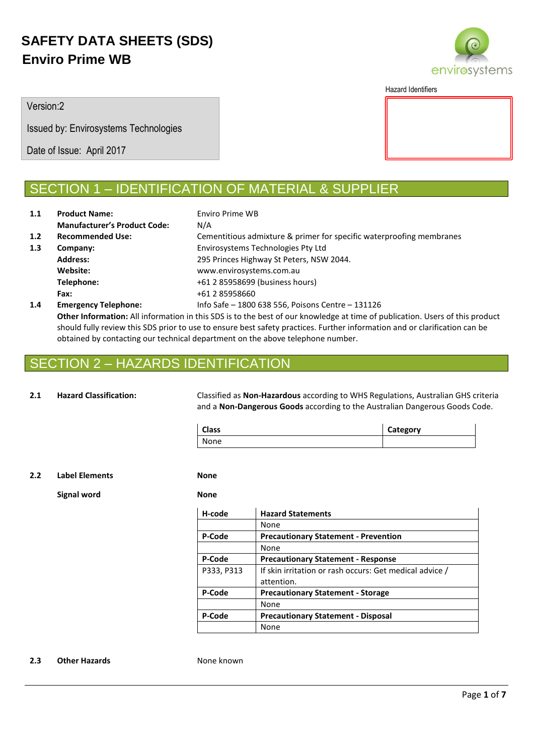# SAFETY DATA SHEETS (SDS)
# Enviro Prime WB

envirosystems

Version:2

Issued by: Envirosystems Technologies

Date of Issue: April 2017

Hazard Identifiers

## SECTION 1 – IDENTIFICATION OF MATERIAL & SUPPLIER

| | | |
|---|---|---|
| 1.1 | **Product Name:** | Enviro Prime WB |
| | **Manufacturer's Product Code:** | N/A |
| 1.2 | **Recommended Use:** | Cementitious admixture & primer for specific waterproofing membranes |
| 1.3 | **Company:** | Envirosystems Technologies Pty Ltd |
| | **Address:** | 295 Princes Highway St Peters, NSW 2044. |
| | **Website:** | www.envirosystems.com.au |
| | **Telephone:** | +61 2 85958699 (business hours) |
| | **Fax:** | +61 2 85958660 |
| 1.4 | **Emergency Telephone:** | Info Safe – 1800 638 556, Poisons Centre – 131126 |

**Other Information:** All information in this SDS is to the best of our knowledge at time of publication. Users of this product should fully review this SDS prior to use to ensure best safety practices. Further information and or clarification can be obtained by contacting our technical department on the above telephone number.

## SECTION 2 – HAZARDS IDENTIFICATION

**2.1 Hazard Classification:**

Classified as **Non-Hazardous** according to WHS Regulations, Australian GHS criteria and a **Non-Dangerous Goods** according to the Australian Dangerous Goods Code.

| Class | Category |
|---|---|
| None | |

**2.2 Label Elements** — **None**

**Signal word** — **None**

| H-code | Hazard Statements |
|---|---|
| | None |
| **P-Code** | **Precautionary Statement - Prevention** |
| | None |
| **P-Code** | **Precautionary Statement - Response** |
| P333, P313 | If skin irritation or rash occurs: Get medical advice / attention. |
| **P-Code** | **Precautionary Statement - Storage** |
| | None |
| **P-Code** | **Precautionary Statement - Disposal** |
| | None |

**2.3 Other Hazards** — None known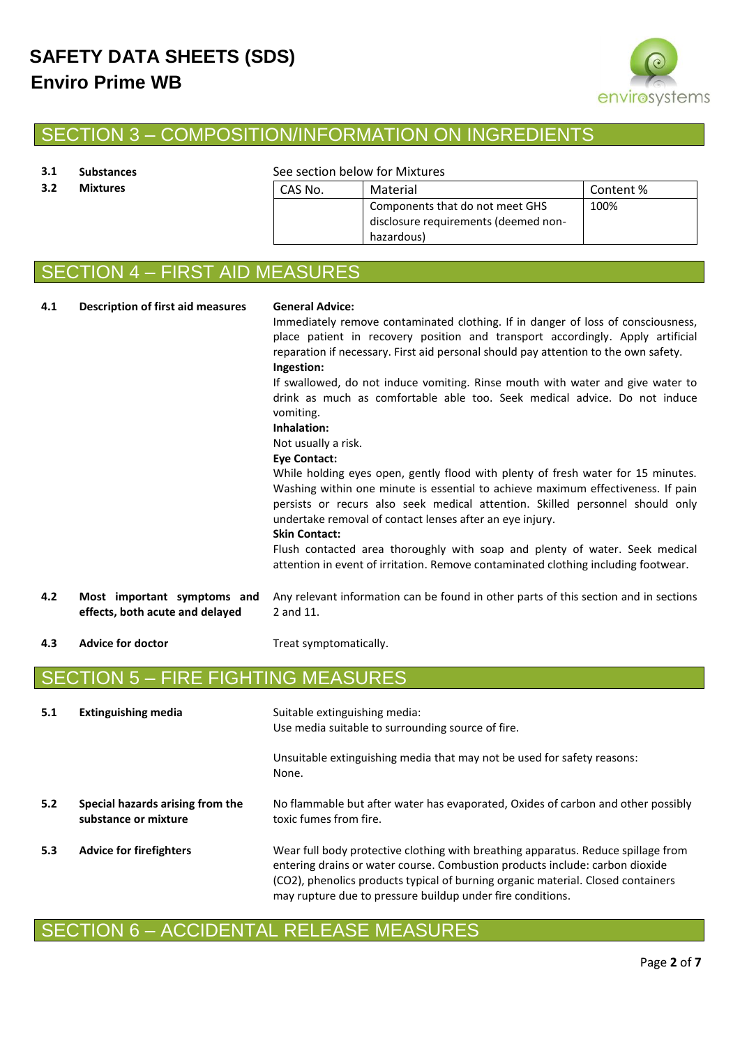## SECTION 3 – COMPOSITION/INFORMATION ON INGREDIENTS

**3.1 Substances** — See section below for Mixtures

**3.2 Mixtures**

| CAS No. | Material | Content % |
|---|---|---|
| | Components that do not meet GHS disclosure requirements (deemed non-hazardous) | 100% |

## SECTION 4 – FIRST AID MEASURES

**4.1 Description of first aid measures**

**General Advice:**
Immediately remove contaminated clothing. If in danger of loss of consciousness, place patient in recovery position and transport accordingly. Apply artificial reparation if necessary. First aid personal should pay attention to the own safety.

**Ingestion:**
If swallowed, do not induce vomiting. Rinse mouth with water and give water to drink as much as comfortable able too. Seek medical advice. Do not induce vomiting.

**Inhalation:**
Not usually a risk.

**Eye Contact:**
While holding eyes open, gently flood with plenty of fresh water for 15 minutes. Washing within one minute is essential to achieve maximum effectiveness. If pain persists or recurs also seek medical attention. Skilled personnel should only undertake removal of contact lenses after an eye injury.

**Skin Contact:**
Flush contacted area thoroughly with soap and plenty of water. Seek medical attention in event of irritation. Remove contaminated clothing including footwear.

**4.2 Most important symptoms and effects, both acute and delayed**
Any relevant information can be found in other parts of this section and in sections 2 and 11.

**4.3 Advice for doctor**
Treat symptomatically.

## SECTION 5 – FIRE FIGHTING MEASURES

**5.1 Extinguishing media**
Suitable extinguishing media:
Use media suitable to surrounding source of fire.

Unsuitable extinguishing media that may not be used for safety reasons:
None.

**5.2 Special hazards arising from the substance or mixture**
No flammable but after water has evaporated, Oxides of carbon and other possibly toxic fumes from fire.

**5.3 Advice for firefighters**
Wear full body protective clothing with breathing apparatus. Reduce spillage from entering drains or water course. Combustion products include: carbon dioxide ($CO_2$), phenolics products typical of burning organic material. Closed containers may rupture due to pressure buildup under fire conditions.

## SECTION 6 – ACCIDENTAL RELEASE MEASURES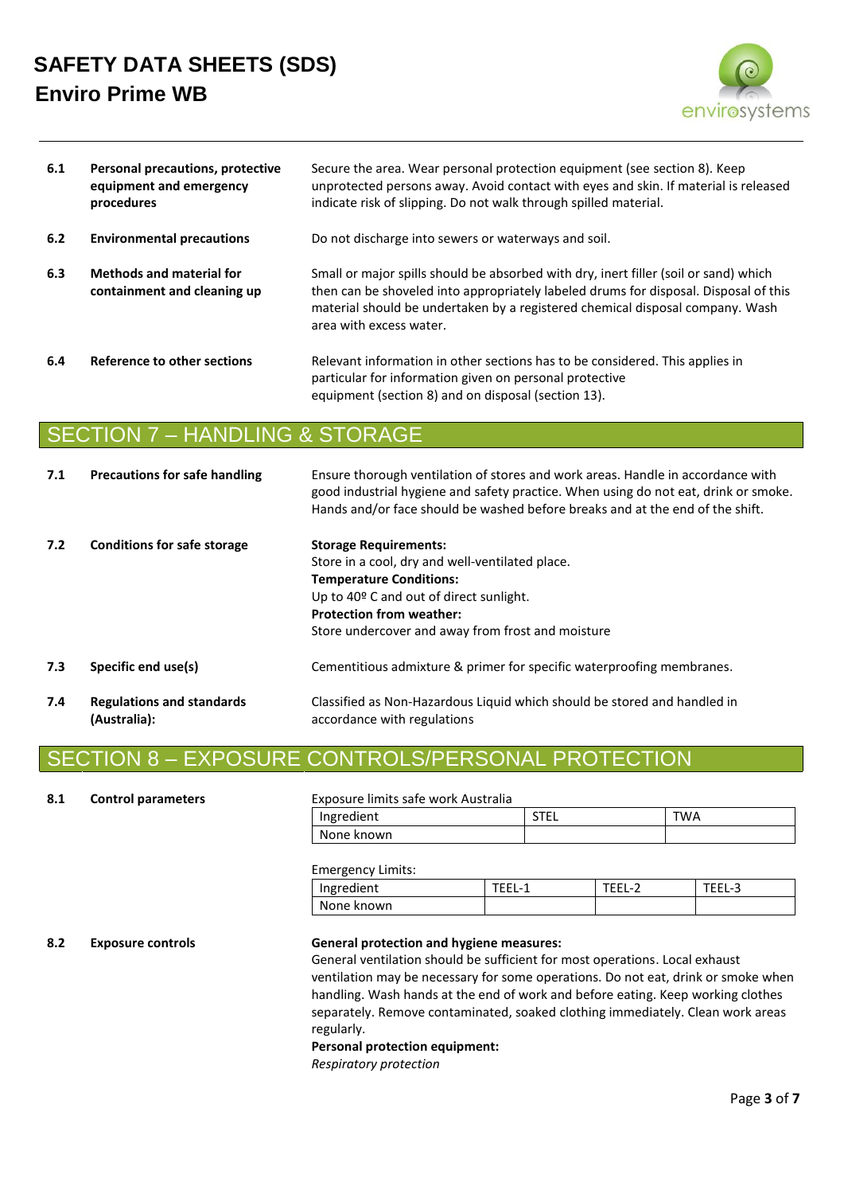| | | |
|---|---|---|
| **6.1** | **Personal precautions, protective equipment and emergency procedures** | Secure the area. Wear personal protection equipment (see section 8). Keep unprotected persons away. Avoid contact with eyes and skin. If material is released indicate risk of slipping. Do not walk through spilled material. |
| **6.2** | **Environmental precautions** | Do not discharge into sewers or waterways and soil. |
| **6.3** | **Methods and material for containment and cleaning up** | Small or major spills should be absorbed with dry, inert filler (soil or sand) which then can be shoveled into appropriately labeled drums for disposal. Disposal of this material should be undertaken by a registered chemical disposal company. Wash area with excess water. |
| **6.4** | **Reference to other sections** | Relevant information in other sections has to be considered. This applies in particular for information given on personal protective equipment (section 8) and on disposal (section 13). |

## SECTION 7 – HANDLING & STORAGE

| | | |
|---|---|---|
| **7.1** | **Precautions for safe handling** | Ensure thorough ventilation of stores and work areas. Handle in accordance with good industrial hygiene and safety practice. When using do not eat, drink or smoke. Hands and/or face should be washed before breaks and at the end of the shift. |
| **7.2** | **Conditions for safe storage** | **Storage Requirements:** Store in a cool, dry and well-ventilated place. **Temperature Conditions:** Up to 40º C and out of direct sunlight. **Protection from weather:** Store undercover and away from frost and moisture |
| **7.3** | **Specific end use(s)** | Cementitious admixture & primer for specific waterproofing membranes. |
| **7.4** | **Regulations and standards (Australia):** | Classified as Non-Hazardous Liquid which should be stored and handled in accordance with regulations |

## SECTION 8 – EXPOSURE CONTROLS/PERSONAL PROTECTION

**8.1 Control parameters**

Exposure limits safe work Australia

| Ingredient | STEL | TWA |
|---|---|---|
| None known | | |

Emergency Limits:

| Ingredient | TEEL-1 | TEEL-2 | TEEL-3 |
|---|---|---|---|
| None known | | | |

**8.2 Exposure controls**

**General protection and hygiene measures:**
General ventilation should be sufficient for most operations. Local exhaust ventilation may be necessary for some operations. Do not eat, drink or smoke when handling. Wash hands at the end of work and before eating. Keep working clothes separately. Remove contaminated, soaked clothing immediately. Clean work areas regularly.

**Personal protection equipment:**

*Respiratory protection*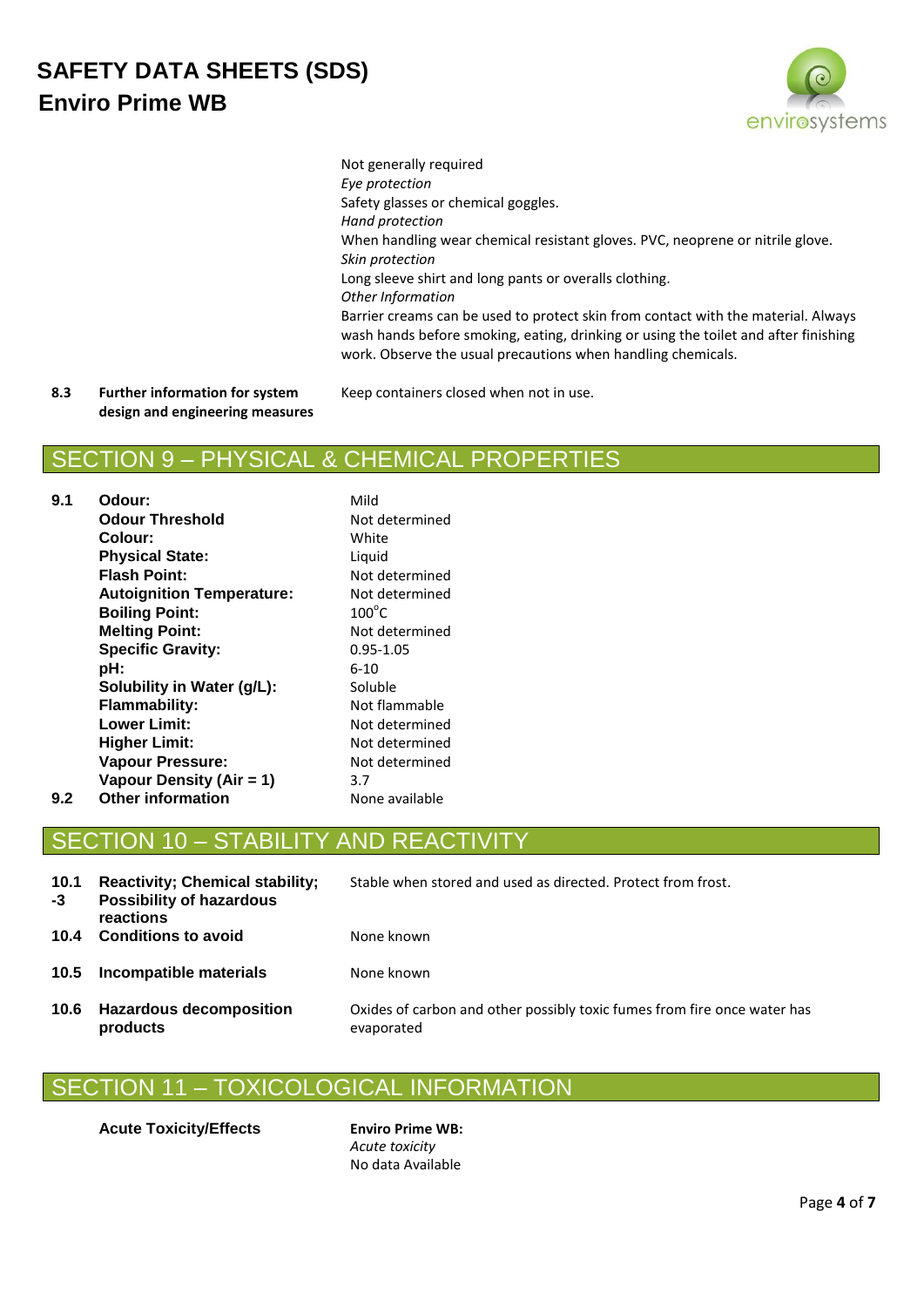Not generally required

*Eye protection*

Safety glasses or chemical goggles.

*Hand protection*

When handling wear chemical resistant gloves. PVC, neoprene or nitrile glove.

*Skin protection*

Long sleeve shirt and long pants or overalls clothing.

*Other Information*

Barrier creams can be used to protect skin from contact with the material. Always wash hands before smoking, eating, drinking or using the toilet and after finishing work. Observe the usual precautions when handling chemicals.

| | | |
|---|---|---|
| **8.3** | **Further information for system design and engineering measures** | Keep containers closed when not in use. |

## SECTION 9 – PHYSICAL & CHEMICAL PROPERTIES

| | | |
|---|---|---|
| **9.1** | **Odour:** | Mild |
| | **Odour Threshold** | Not determined |
| | **Colour:** | White |
| | **Physical State:** | Liquid |
| | **Flash Point:** | Not determined |
| | **Autoignition Temperature:** | Not determined |
| | **Boiling Point:** | 100°C |
| | **Melting Point:** | Not determined |
| | **Specific Gravity:** | 0.95-1.05 |
| | **pH:** | 6-10 |
| | **Solubility in Water (g/L):** | Soluble |
| | **Flammability:** | Not flammable |
| | **Lower Limit:** | Not determined |
| | **Higher Limit:** | Not determined |
| | **Vapour Pressure:** | Not determined |
| | **Vapour Density (Air = 1)** | 3.7 |
| **9.2** | **Other information** | None available |

## SECTION 10 – STABILITY AND REACTIVITY

| | | |
|---|---|---|
| **10.1 -3** | **Reactivity; Chemical stability; Possibility of hazardous reactions** | Stable when stored and used as directed. Protect from frost. |
| **10.4** | **Conditions to avoid** | None known |
| **10.5** | **Incompatible materials** | None known |
| **10.6** | **Hazardous decomposition products** | Oxides of carbon and other possibly toxic fumes from fire once water has evaporated |

## SECTION 11 – TOXICOLOGICAL INFORMATION

| | |
|---|---|
| **Acute Toxicity/Effects** | **Enviro Prime WB:**<br>*Acute toxicity*<br>No data Available |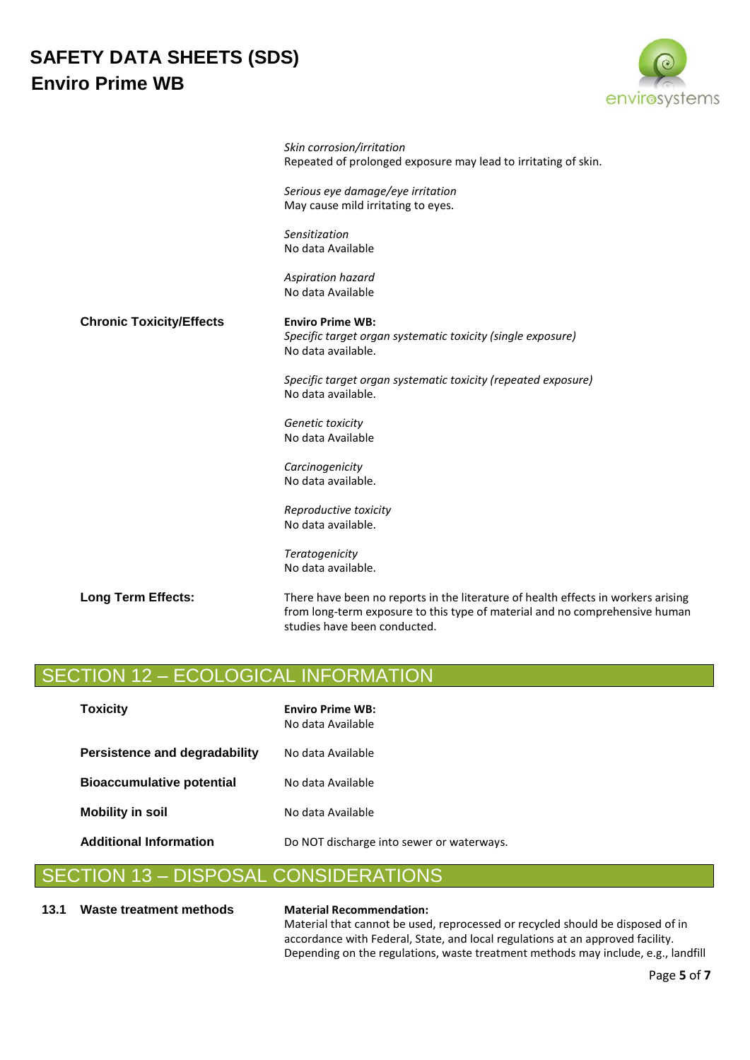*Skin corrosion/irritation*
Repeated of prolonged exposure may lead to irritating of skin.

*Serious eye damage/eye irritation*
May cause mild irritating to eyes.

*Sensitization*
No data Available

*Aspiration hazard*
No data Available

**Chronic Toxicity/Effects**

**Enviro Prime WB:**
*Specific target organ systematic toxicity (single exposure)*
No data available.

*Specific target organ systematic toxicity (repeated exposure)*
No data available.

*Genetic toxicity*
No data Available

*Carcinogenicity*
No data available.

*Reproductive toxicity*
No data available.

*Teratogenicity*
No data available.

**Long Term Effects:**

There have been no reports in the literature of health effects in workers arising from long-term exposure to this type of material and no comprehensive human studies have been conducted.

## SECTION 12 – ECOLOGICAL INFORMATION

| | |
|---|---|
| **Toxicity** | **Enviro Prime WB:** No data Available |
| **Persistence and degradability** | No data Available |
| **Bioaccumulative potential** | No data Available |
| **Mobility in soil** | No data Available |
| **Additional Information** | Do NOT discharge into sewer or waterways. |

## SECTION 13 – DISPOSAL CONSIDERATIONS

**13.1 Waste treatment methods**

**Material Recommendation:**
Material that cannot be used, reprocessed or recycled should be disposed of in accordance with Federal, State, and local regulations at an approved facility. Depending on the regulations, waste treatment methods may include, e.g., landfill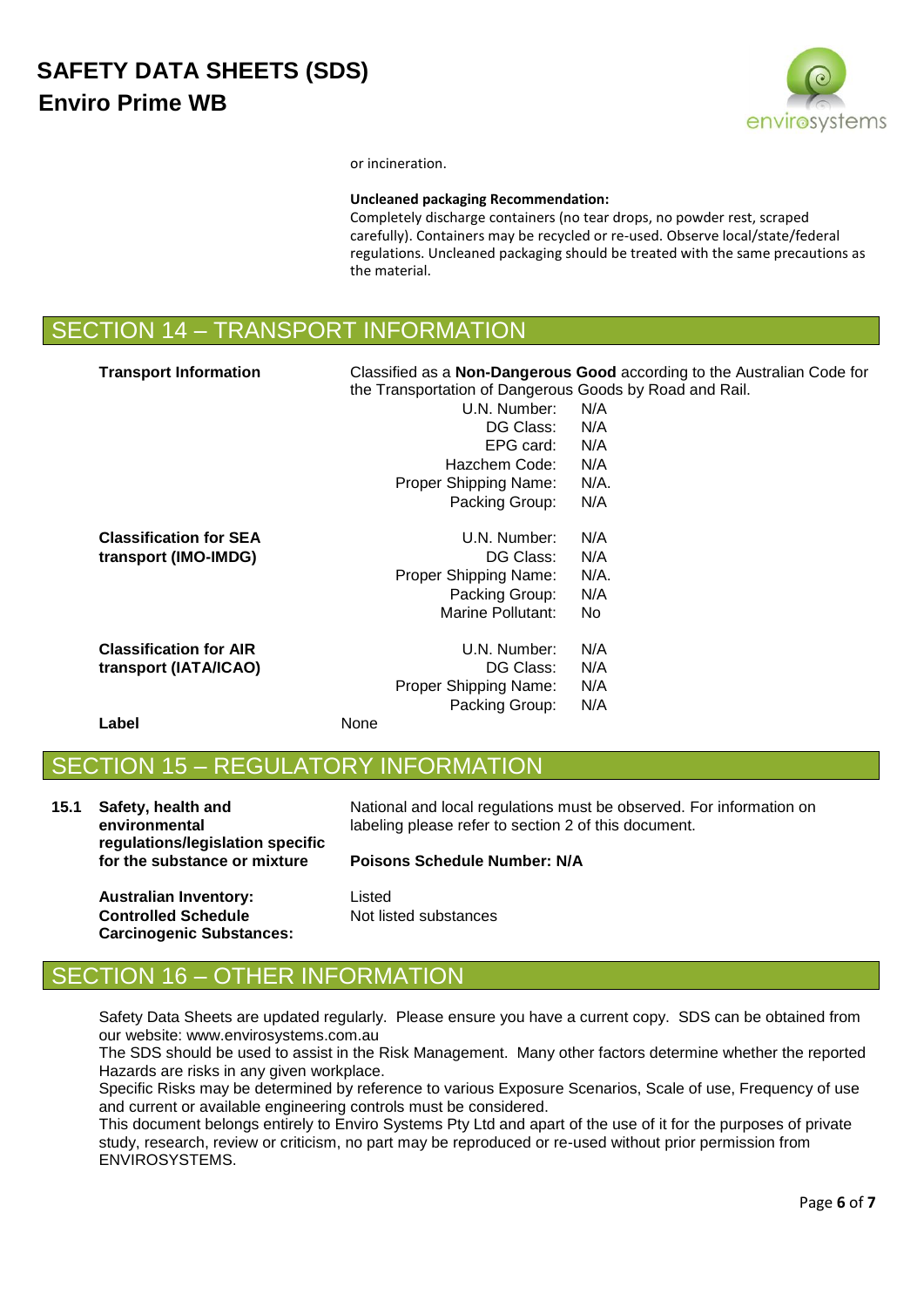or incineration.

**Uncleaned packaging Recommendation:**
Completely discharge containers (no tear drops, no powder rest, scraped carefully). Containers may be recycled or re-used. Observe local/state/federal regulations. Uncleaned packaging should be treated with the same precautions as the material.

## SECTION 14 – TRANSPORT INFORMATION

**Transport Information**

Classified as a **Non-Dangerous Good** according to the Australian Code for the Transportation of Dangerous Goods by Road and Rail.

| | |
|---|---|
| U.N. Number: | N/A |
| DG Class: | N/A |
| EPG card: | N/A |
| Hazchem Code: | N/A |
| Proper Shipping Name: | N/A. |
| Packing Group: | N/A |

**Classification for SEA transport (IMO-IMDG)**

| | |
|---|---|
| U.N. Number: | N/A |
| DG Class: | N/A |
| Proper Shipping Name: | N/A. |
| Packing Group: | N/A |
| Marine Pollutant: | No |

**Classification for AIR transport (IATA/ICAO)**

| | |
|---|---|
| U.N. Number: | N/A |
| DG Class: | N/A |
| Proper Shipping Name: | N/A |
| Packing Group: | N/A |

**Label** None

## SECTION 15 – REGULATORY INFORMATION

**15.1 Safety, health and environmental regulations/legislation specific for the substance or mixture**

National and local regulations must be observed. For information on labeling please refer to section 2 of this document.

**Poisons Schedule Number: N/A**

**Australian Inventory:** Listed

**Controlled Schedule Carcinogenic Substances:** Not listed substances

## SECTION 16 – OTHER INFORMATION

Safety Data Sheets are updated regularly. Please ensure you have a current copy. SDS can be obtained from our website: www.envirosystems.com.au

The SDS should be used to assist in the Risk Management. Many other factors determine whether the reported Hazards are risks in any given workplace.

Specific Risks may be determined by reference to various Exposure Scenarios, Scale of use, Frequency of use and current or available engineering controls must be considered.

This document belongs entirely to Enviro Systems Pty Ltd and apart of the use of it for the purposes of private study, research, review or criticism, no part may be reproduced or re-used without prior permission from ENVIROSYSTEMS.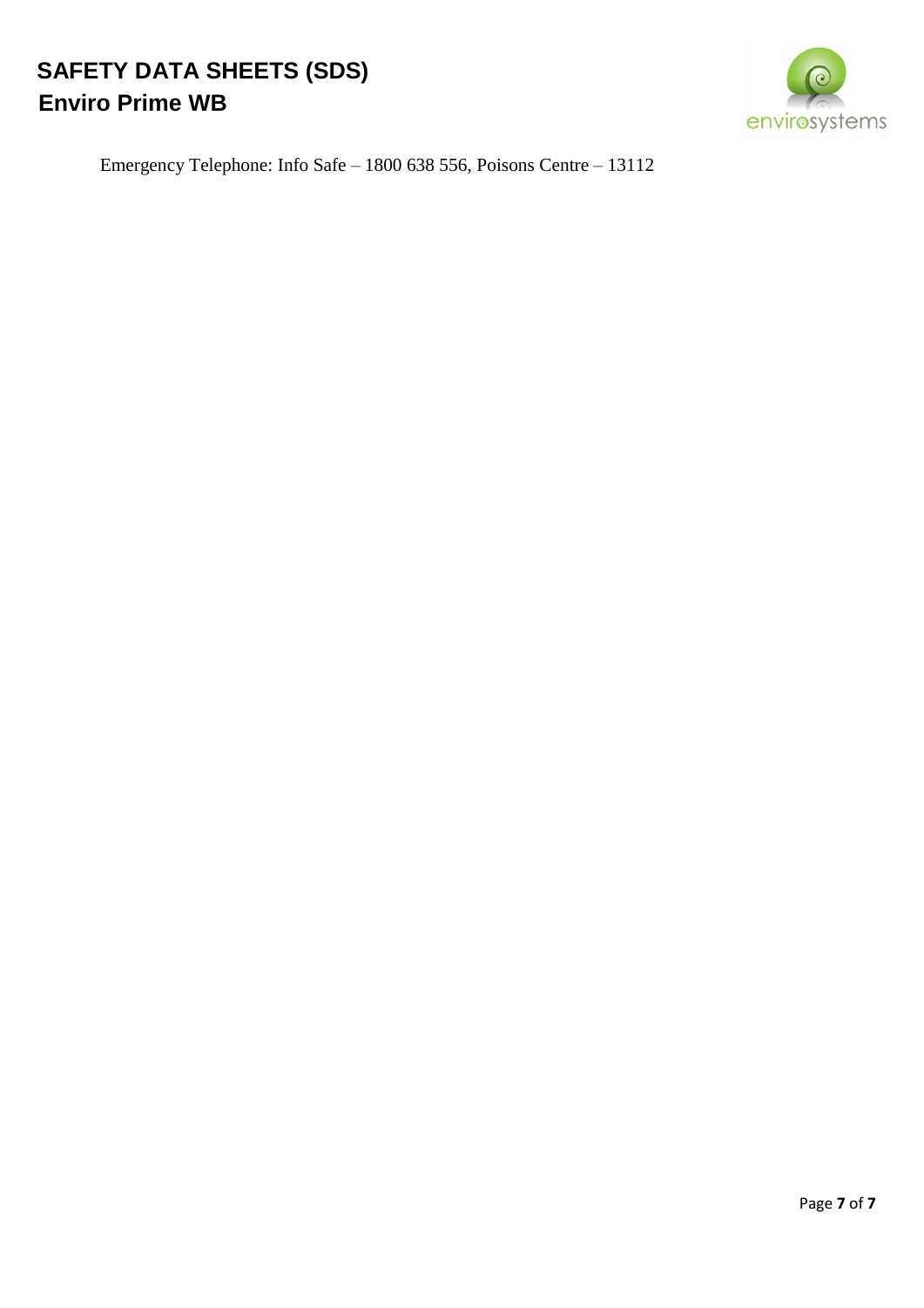Emergency Telephone: Info Safe – 1800 638 556, Poisons Centre – 13112